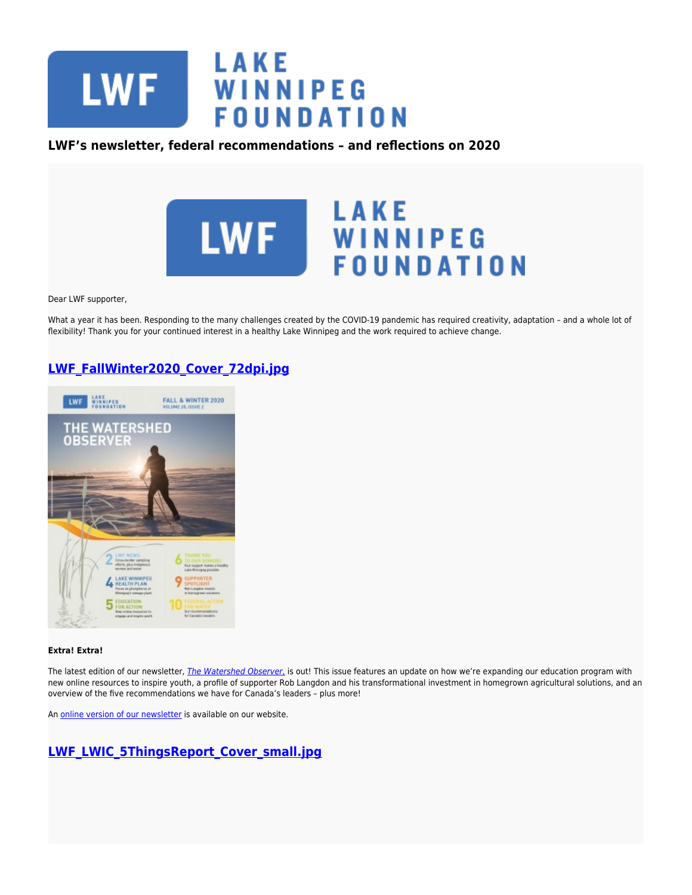# LWF's newsletter, federal recommendations – and reflections on 2020

Dear LWF supporter,

What a year it has been. Responding to the many challenges created by the COVID-19 pandemic has required creativity, adaptation – and a whole lot of flexibility! Thank you for your continued interest in a healthy Lake Winnipeg and the work required to achieve change.

## [LWF_FallWinter2020_Cover_72dpi.jpg]

**Extra! Extra!**

The latest edition of our newsletter, *[The Watershed Observer]*, is out! This issue features an update on how we're expanding our education program with new online resources to inspire youth, a profile of supporter Rob Langdon and his transformational investment in homegrown agricultural solutions, and an overview of the five recommendations we have for Canada's leaders – plus more!

An [online version of our newsletter] is available on our website.

## [LWF_LWIC_5ThingsReport_Cover_small.jpg]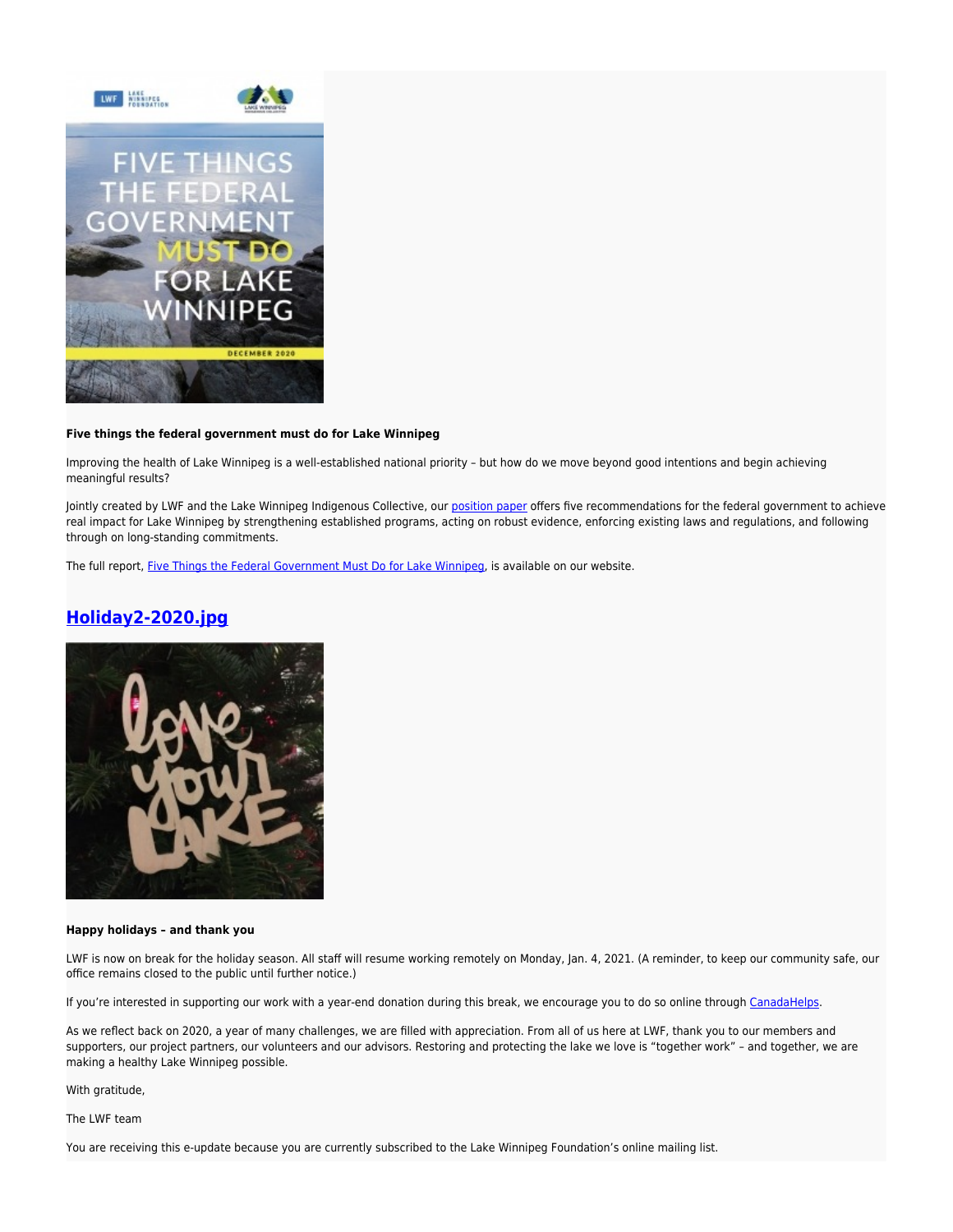**Five things the federal government must do for Lake Winnipeg**

Improving the health of Lake Winnipeg is a well-established national priority – but how do we move beyond good intentions and begin achieving meaningful results?

Jointly created by LWF and the Lake Winnipeg Indigenous Collective, our position paper offers five recommendations for the federal government to achieve real impact for Lake Winnipeg by strengthening established programs, acting on robust evidence, enforcing existing laws and regulations, and following through on long-standing commitments.

The full report, Five Things the Federal Government Must Do for Lake Winnipeg, is available on our website.

## Holiday2-2020.jpg

**Happy holidays – and thank you**

LWF is now on break for the holiday season. All staff will resume working remotely on Monday, Jan. 4, 2021. (A reminder, to keep our community safe, our office remains closed to the public until further notice.)

If you're interested in supporting our work with a year-end donation during this break, we encourage you to do so online through CanadaHelps.

As we reflect back on 2020, a year of many challenges, we are filled with appreciation. From all of us here at LWF, thank you to our members and supporters, our project partners, our volunteers and our advisors. Restoring and protecting the lake we love is "together work" – and together, we are making a healthy Lake Winnipeg possible.

With gratitude,

The LWF team

You are receiving this e-update because you are currently subscribed to the Lake Winnipeg Foundation's online mailing list.